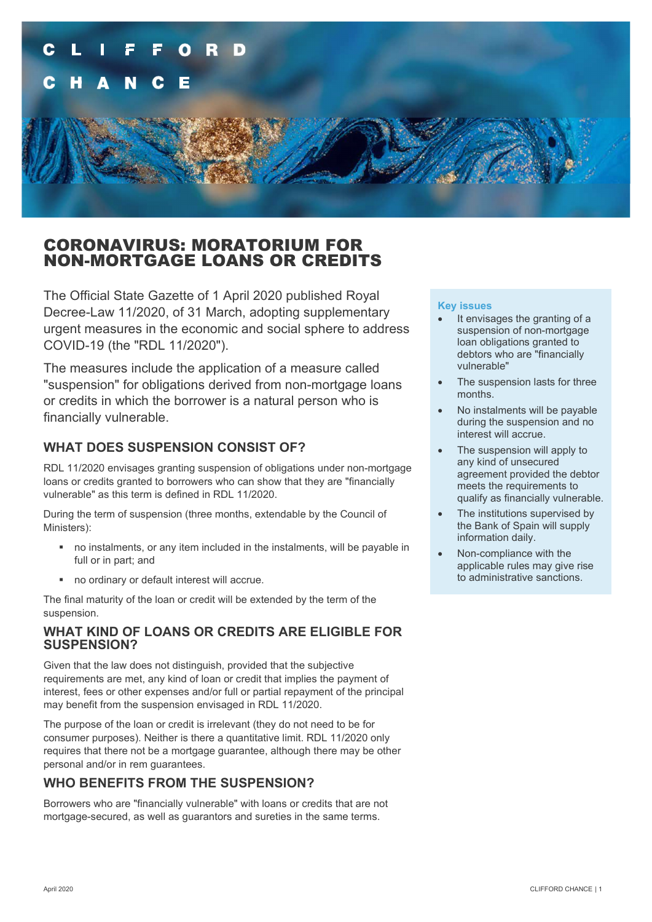# CORONAVIRUS: MORATORIUM FOR NON-MORTGAGE LOANS OR CREDITS

The Official State Gazette of 1 April 2020 published Royal Decree-Law 11/2020, of 31 March, adopting supplementary urgent measures in the economic and social sphere to address COVID-19 (the "RDL 11/2020").

The measures include the application of a measure called "suspension" for obligations derived from non-mortgage loans or credits in which the borrower is a natural person who is financially vulnerable.

**Key issues**

- It envisages the granting of a suspension of non-mortgage loan obligations granted to debtors who are "financially vulnerable"
- The suspension lasts for three months.
- No instalments will be payable during the suspension and no interest will accrue.
- The suspension will apply to any kind of unsecured agreement provided the debtor meets the requirements to qualify as financially vulnerable.
- The institutions supervised by the Bank of Spain will supply information daily.
- Non-compliance with the applicable rules may give rise to administrative sanctions.

## WHAT DOES SUSPENSION CONSIST OF?

RDL 11/2020 envisages granting suspension of obligations under non-mortgage loans or credits granted to borrowers who can show that they are "financially vulnerable" as this term is defined in RDL 11/2020.

During the term of suspension (three months, extendable by the Council of Ministers):

- no instalments, or any item included in the instalments, will be payable in full or in part; and
- no ordinary or default interest will accrue.

The final maturity of the loan or credit will be extended by the term of the suspension.

## WHAT KIND OF LOANS OR CREDITS ARE ELIGIBLE FOR SUSPENSION?

Given that the law does not distinguish, provided that the subjective requirements are met, any kind of loan or credit that implies the payment of interest, fees or other expenses and/or full or partial repayment of the principal may benefit from the suspension envisaged in RDL 11/2020.

The purpose of the loan or credit is irrelevant (they do not need to be for consumer purposes). Neither is there a quantitative limit. RDL 11/2020 only requires that there not be a mortgage guarantee, although there may be other personal and/or in rem guarantees.

## WHO BENEFITS FROM THE SUSPENSION?

Borrowers who are "financially vulnerable" with loans or credits that are not mortgage-secured, as well as guarantors and sureties in the same terms.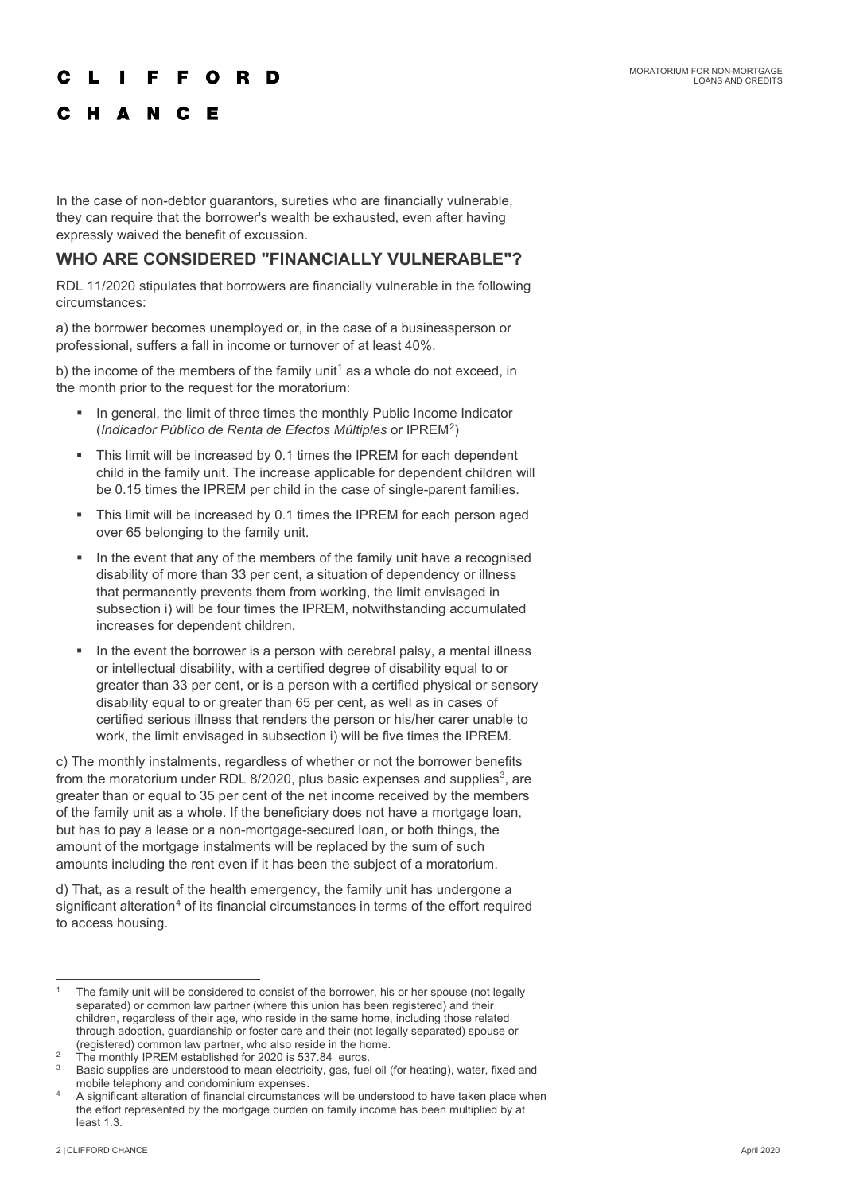In the case of non-debtor guarantors, sureties who are financially vulnerable, they can require that the borrower's wealth be exhausted, even after having expressly waived the benefit of excussion.

## WHO ARE CONSIDERED "FINANCIALLY VULNERABLE"?

RDL 11/2020 stipulates that borrowers are financially vulnerable in the following circumstances:

a) the borrower becomes unemployed or, in the case of a businessperson or professional, suffers a fall in income or turnover of at least 40%.

b) the income of the members of the family unit[1] as a whole do not exceed, in the month prior to the request for the moratorium:

- In general, the limit of three times the monthly Public Income Indicator (*Indicador Público de Renta de Efectos Múltiples* or IPREM[2]).
- This limit will be increased by 0.1 times the IPREM for each dependent child in the family unit. The increase applicable for dependent children will be 0.15 times the IPREM per child in the case of single-parent families.
- This limit will be increased by 0.1 times the IPREM for each person aged over 65 belonging to the family unit.
- In the event that any of the members of the family unit have a recognised disability of more than 33 per cent, a situation of dependency or illness that permanently prevents them from working, the limit envisaged in subsection i) will be four times the IPREM, notwithstanding accumulated increases for dependent children.
- In the event the borrower is a person with cerebral palsy, a mental illness or intellectual disability, with a certified degree of disability equal to or greater than 33 per cent, or is a person with a certified physical or sensory disability equal to or greater than 65 per cent, as well as in cases of certified serious illness that renders the person or his/her carer unable to work, the limit envisaged in subsection i) will be five times the IPREM.

c) The monthly instalments, regardless of whether or not the borrower benefits from the moratorium under RDL 8/2020, plus basic expenses and supplies[3], are greater than or equal to 35 per cent of the net income received by the members of the family unit as a whole. If the beneficiary does not have a mortgage loan, but has to pay a lease or a non-mortgage-secured loan, or both things, the amount of the mortgage instalments will be replaced by the sum of such amounts including the rent even if it has been the subject of a moratorium.

d) That, as a result of the health emergency, the family unit has undergone a significant alteration[4] of its financial circumstances in terms of the effort required to access housing.

---

[1] The family unit will be considered to consist of the borrower, his or her spouse (not legally separated) or common law partner (where this union has been registered) and their children, regardless of their age, who reside in the same home, including those related through adoption, guardianship or foster care and their (not legally separated) spouse or (registered) common law partner, who also reside in the home.

[2] The monthly IPREM established for 2020 is 537.84 euros.

[3] Basic supplies are understood to mean electricity, gas, fuel oil (for heating), water, fixed and mobile telephony and condominium expenses.

[4] A significant alteration of financial circumstances will be understood to have taken place when the effort represented by the mortgage burden on family income has been multiplied by at least 1.3.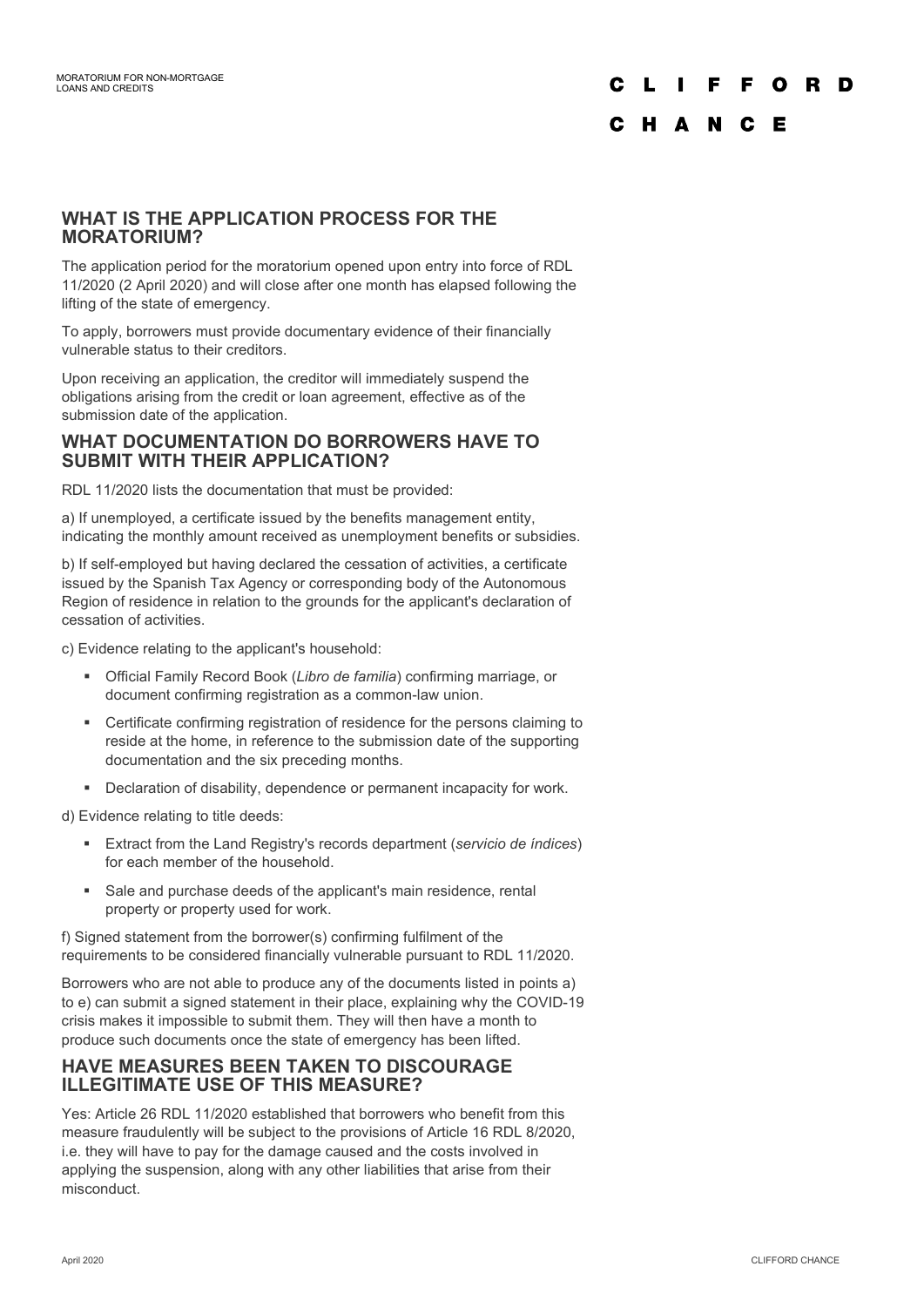## WHAT IS THE APPLICATION PROCESS FOR THE MORATORIUM?

The application period for the moratorium opened upon entry into force of RDL 11/2020 (2 April 2020) and will close after one month has elapsed following the lifting of the state of emergency.

To apply, borrowers must provide documentary evidence of their financially vulnerable status to their creditors.

Upon receiving an application, the creditor will immediately suspend the obligations arising from the credit or loan agreement, effective as of the submission date of the application.

## WHAT DOCUMENTATION DO BORROWERS HAVE TO SUBMIT WITH THEIR APPLICATION?

RDL 11/2020 lists the documentation that must be provided:

a) If unemployed, a certificate issued by the benefits management entity, indicating the monthly amount received as unemployment benefits or subsidies.

b) If self-employed but having declared the cessation of activities, a certificate issued by the Spanish Tax Agency or corresponding body of the Autonomous Region of residence in relation to the grounds for the applicant's declaration of cessation of activities.

c) Evidence relating to the applicant's household:

- Official Family Record Book (*Libro de familia*) confirming marriage, or document confirming registration as a common-law union.
- Certificate confirming registration of residence for the persons claiming to reside at the home, in reference to the submission date of the supporting documentation and the six preceding months.
- Declaration of disability, dependence or permanent incapacity for work.

d) Evidence relating to title deeds:

- Extract from the Land Registry's records department (*servicio de índices*) for each member of the household.
- Sale and purchase deeds of the applicant's main residence, rental property or property used for work.

f) Signed statement from the borrower(s) confirming fulfilment of the requirements to be considered financially vulnerable pursuant to RDL 11/2020.

Borrowers who are not able to produce any of the documents listed in points a) to e) can submit a signed statement in their place, explaining why the COVID-19 crisis makes it impossible to submit them. They will then have a month to produce such documents once the state of emergency has been lifted.

## HAVE MEASURES BEEN TAKEN TO DISCOURAGE ILLEGITIMATE USE OF THIS MEASURE?

Yes: Article 26 RDL 11/2020 established that borrowers who benefit from this measure fraudulently will be subject to the provisions of Article 16 RDL 8/2020, i.e. they will have to pay for the damage caused and the costs involved in applying the suspension, along with any other liabilities that arise from their misconduct.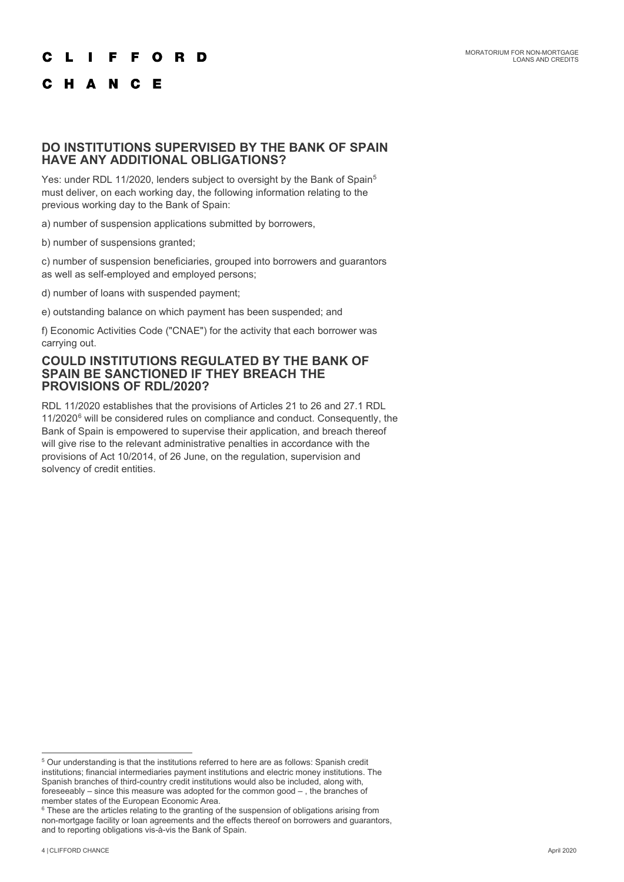## DO INSTITUTIONS SUPERVISED BY THE BANK OF SPAIN HAVE ANY ADDITIONAL OBLIGATIONS?

Yes: under RDL 11/2020, lenders subject to oversight by the Bank of Spain[5] must deliver, on each working day, the following information relating to the previous working day to the Bank of Spain:

a) number of suspension applications submitted by borrowers,

b) number of suspensions granted;

c) number of suspension beneficiaries, grouped into borrowers and guarantors as well as self-employed and employed persons;

d) number of loans with suspended payment;

e) outstanding balance on which payment has been suspended; and

f) Economic Activities Code ("CNAE") for the activity that each borrower was carrying out.

## COULD INSTITUTIONS REGULATED BY THE BANK OF SPAIN BE SANCTIONED IF THEY BREACH THE PROVISIONS OF RDL/2020?

RDL 11/2020 establishes that the provisions of Articles 21 to 26 and 27.1 RDL 11/2020[6] will be considered rules on compliance and conduct. Consequently, the Bank of Spain is empowered to supervise their application, and breach thereof will give rise to the relevant administrative penalties in accordance with the provisions of Act 10/2014, of 26 June, on the regulation, supervision and solvency of credit entities.

---

[5] Our understanding is that the institutions referred to here are as follows: Spanish credit institutions; financial intermediaries payment institutions and electric money institutions. The Spanish branches of third-country credit institutions would also be included, along with, foreseeably – since this measure was adopted for the common good – , the branches of member states of the European Economic Area.

[6] These are the articles relating to the granting of the suspension of obligations arising from non-mortgage facility or loan agreements and the effects thereof on borrowers and guarantors, and to reporting obligations vis-à-vis the Bank of Spain.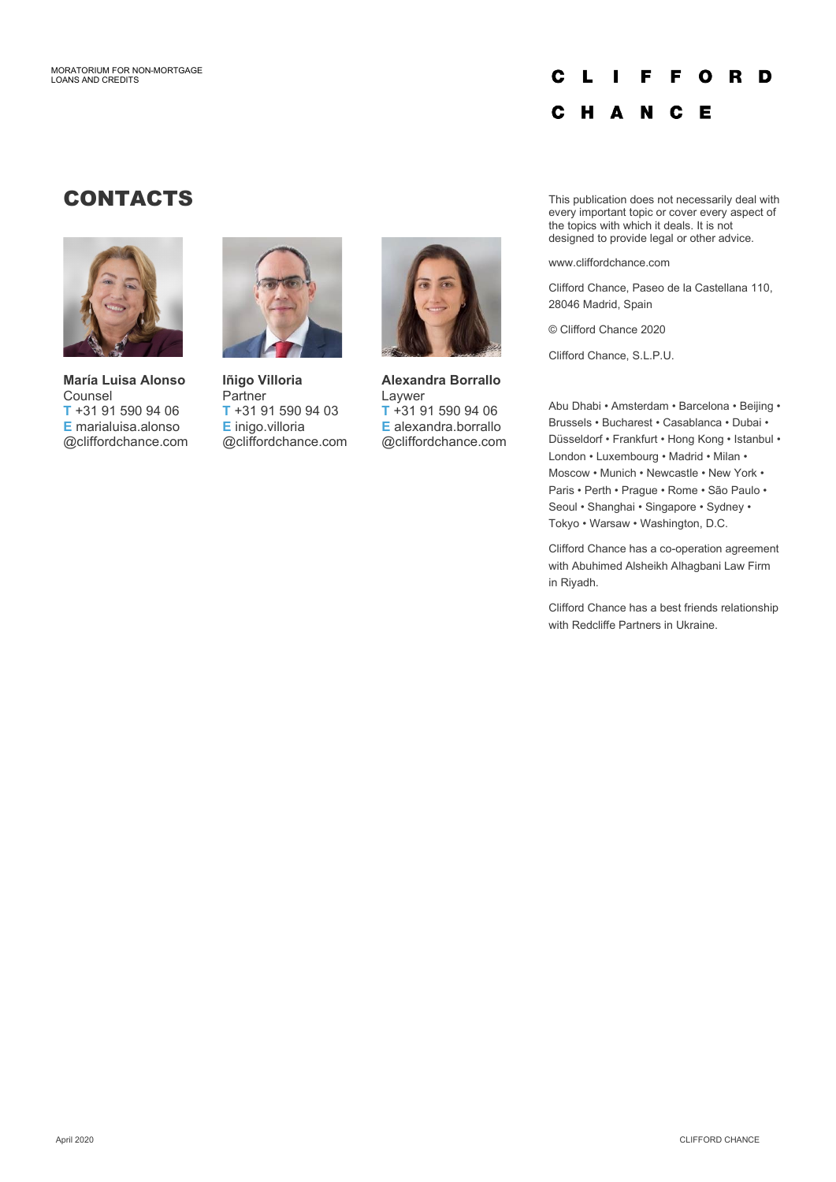# CONTACTS

**María Luisa Alonso**
Counsel
T +31 91 590 94 06
E marialuisa.alonso@cliffordchance.com

**Iñigo Villoria**
Partner
T +31 91 590 94 03
E inigo.villoria@cliffordchance.com

**Alexandra Borrallo**
Laywer
T +31 91 590 94 06
E alexandra.borrallo@cliffordchance.com

This publication does not necessarily deal with every important topic or cover every aspect of the topics with which it deals. It is not designed to provide legal or other advice.

www.cliffordchance.com

Clifford Chance, Paseo de la Castellana 110, 28046 Madrid, Spain

© Clifford Chance 2020

Clifford Chance, S.L.P.U.

Abu Dhabi • Amsterdam • Barcelona • Beijing • Brussels • Bucharest • Casablanca • Dubai • Düsseldorf • Frankfurt • Hong Kong • Istanbul • London • Luxembourg • Madrid • Milan • Moscow • Munich • Newcastle • New York • Paris • Perth • Prague • Rome • São Paulo • Seoul • Shanghai • Singapore • Sydney • Tokyo • Warsaw • Washington, D.C.

Clifford Chance has a co-operation agreement with Abuhimed Alsheikh Alhagbani Law Firm in Riyadh.

Clifford Chance has a best friends relationship with Redcliffe Partners in Ukraine.